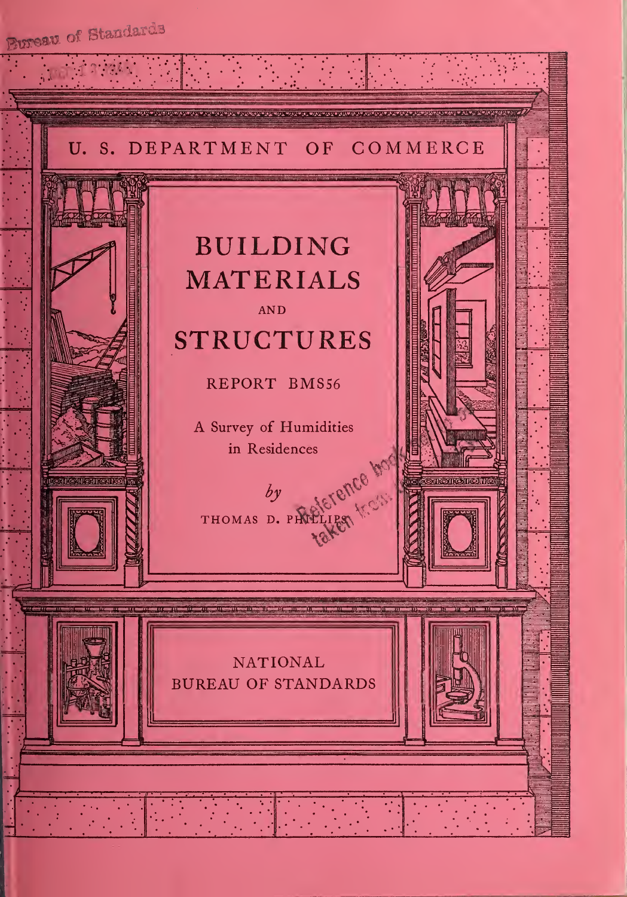U. S. DEPARTMENT OF COMMERCE

# BUILDING MATERIALS AND STRUCTURES

REPORT BMS56

## A Survey of Humidities in Residences

*by*

THOMAS D. PHILLIPS

NATIONAL BUREAU OF STANDARDS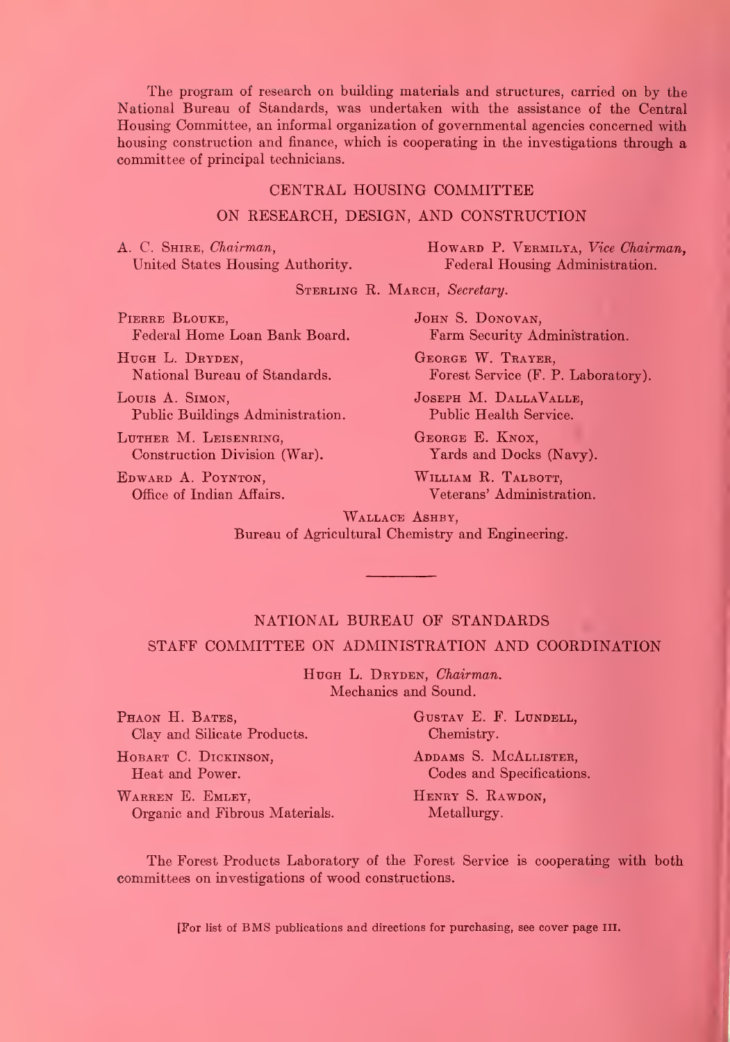The program of research on building materials and structures, carried on by the National Bureau of Standards, was undertaken with the assistance of the Central Housing Committee, an informal organization of governmental agencies concerned with housing construction and finance, which is cooperating in the investigations through a committee of principal technicians.

## CENTRAL HOUSING COMMITTEE
## ON RESEARCH, DESIGN, AND CONSTRUCTION

A. C. Shire, *Chairman*,
United States Housing Authority.

Howard P. Vermilya, *Vice Chairman*,
Federal Housing Administration.

Sterling R. March, *Secretary*.

Pierre Blouke,
Federal Home Loan Bank Board.

John S. Donovan,
Farm Security Administration.

Hugh L. Dryden,
National Bureau of Standards.

George W. Trayer,
Forest Service (F. P. Laboratory).

Louis A. Simon,
Public Buildings Administration.

Joseph M. DallaValle,
Public Health Service.

Luther M. Leisenring,
Construction Division (War).

George E. Knox,
Yards and Docks (Navy).

Edward A. Poynton,
Office of Indian Affairs.

William R. Talbott,
Veterans' Administration.

Wallace Ashby,
Bureau of Agricultural Chemistry and Engineering.

---

## NATIONAL BUREAU OF STANDARDS
## STAFF COMMITTEE ON ADMINISTRATION AND COORDINATION

Hugh L. Dryden, *Chairman*.
Mechanics and Sound.

Phaon H. Bates,
Clay and Silicate Products.

Gustav E. F. Lundell,
Chemistry.

Hobart C. Dickinson,
Heat and Power.

Addams S. McAllister,
Codes and Specifications.

Warren E. Emley,
Organic and Fibrous Materials.

Henry S. Rawdon,
Metallurgy.

The Forest Products Laboratory of the Forest Service is cooperating with both committees on investigations of wood constructions.

[For list of BMS publications and directions for purchasing, see cover page III.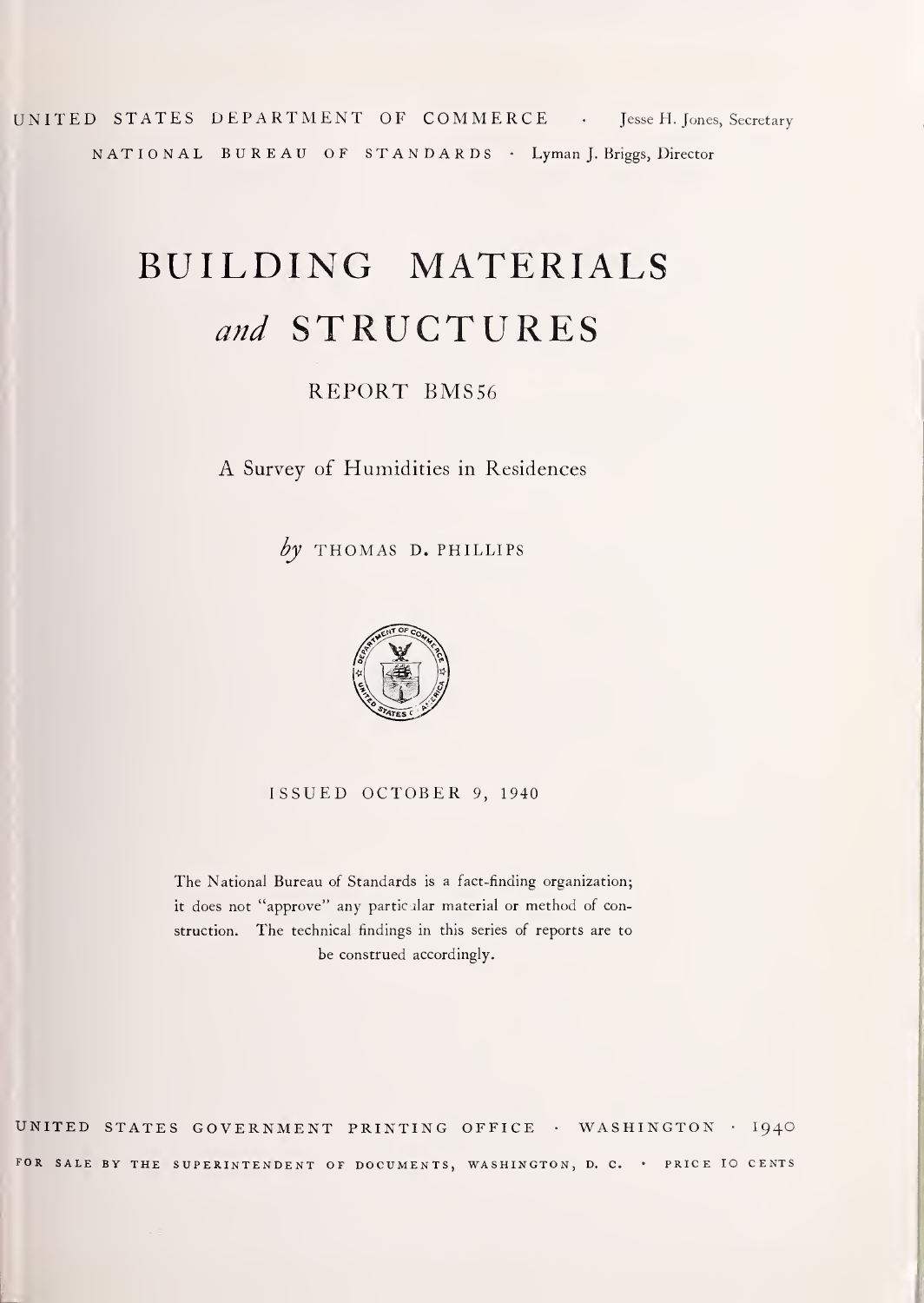UNITED STATES DEPARTMENT OF COMMERCE · Jesse H. Jones, Secretary

NATIONAL BUREAU OF STANDARDS · Lyman J. Briggs, Director

# BUILDING MATERIALS *and* STRUCTURES

## REPORT BMS56

### A Survey of Humidities in Residences

*by* THOMAS D. PHILLIPS

ISSUED OCTOBER 9, 1940

The National Bureau of Standards is a fact-finding organization; it does not "approve" any particular material or method of construction. The technical findings in this series of reports are to be construed accordingly.

UNITED STATES GOVERNMENT PRINTING OFFICE · WASHINGTON · 1940

FOR SALE BY THE SUPERINTENDENT OF DOCUMENTS, WASHINGTON, D. C. · PRICE 10 CENTS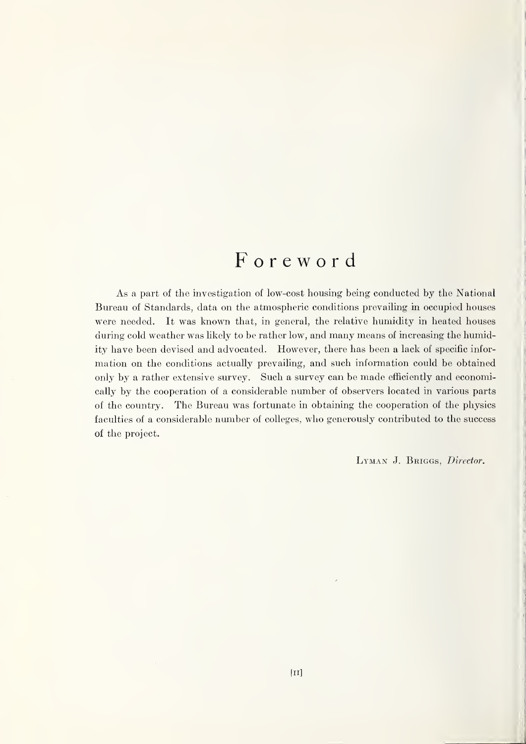# Foreword

As a part of the investigation of low-cost housing being conducted by the National Bureau of Standards, data on the atmospheric conditions prevailing in occupied houses were needed. It was known that, in general, the relative humidity in heated houses during cold weather was likely to be rather low, and many means of increasing the humidity have been devised and advocated. However, there has been a lack of specific information on the conditions actually prevailing, and such information could be obtained only by a rather extensive survey. Such a survey can be made efficiently and economically by the cooperation of a considerable number of observers located in various parts of the country. The Bureau was fortunate in obtaining the cooperation of the physics faculties of a considerable number of colleges, who generously contributed to the success of the project.

Lyman J. Briggs, *Director.*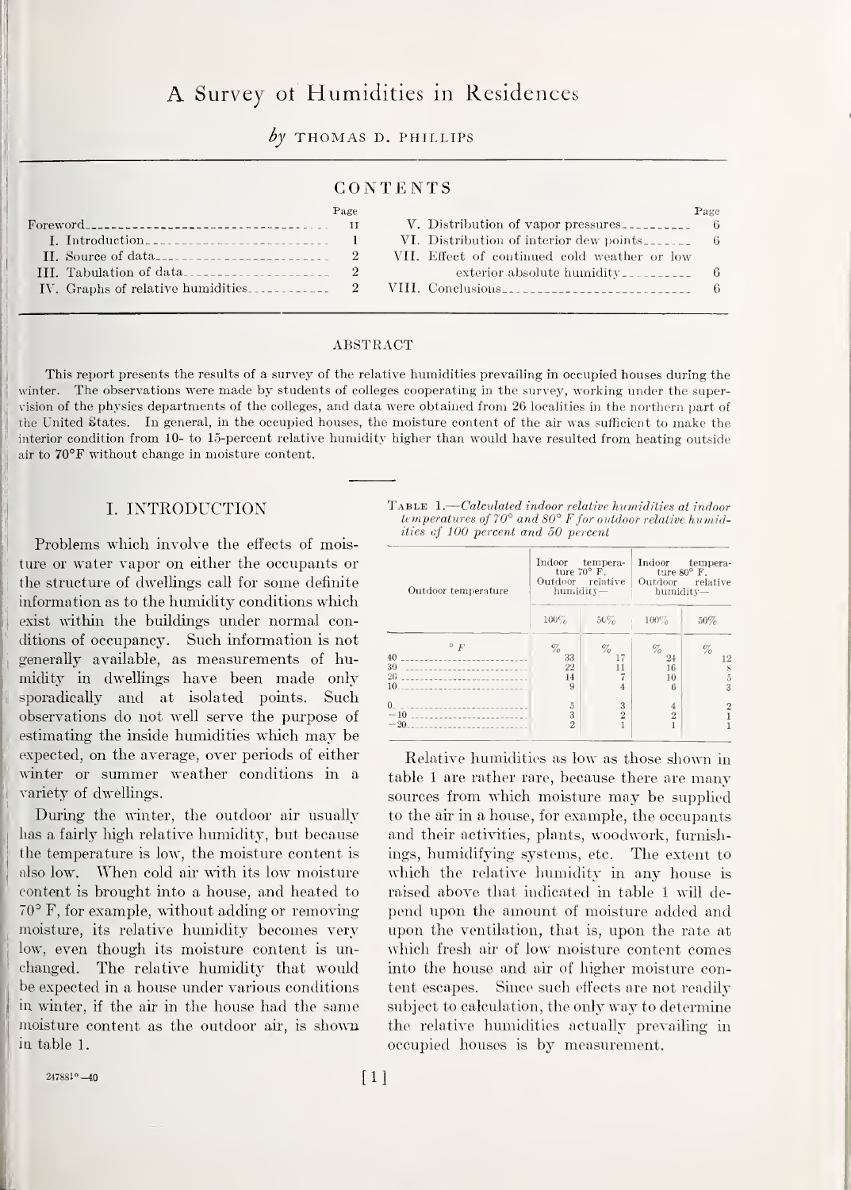# A Survey of Humidities in Residences

*by* THOMAS D. PHILLIPS

## CONTENTS

| | Page |
|---|---|
| Foreword | II |
| I. Introduction | 1 |
| II. Source of data | 2 |
| III. Tabulation of data | 2 |
| IV. Graphs of relative humidities | 2 |
| V. Distribution of vapor pressures | 6 |
| VI. Distribution of interior dew points | 6 |
| VII. Effect of continued cold weather or low exterior absolute humidity | 6 |
| VIII. Conclusions | 6 |

### ABSTRACT

This report presents the results of a survey of the relative humidities prevailing in occupied houses during the winter. The observations were made by students of colleges cooperating in the survey, working under the supervision of the physics departments of the colleges, and data were obtained from 26 localities in the northern part of the United States. In general, in the occupied houses, the moisture content of the air was sufficient to make the interior condition from 10- to 15-percent relative humidity higher than would have resulted from heating outside air to 70°F without change in moisture content.

## I. INTRODUCTION

Problems which involve the effects of moisture or water vapor on either the occupants or the structure of dwellings call for some definite information as to the humidity conditions which exist within the buildings under normal conditions of occupancy. Such information is not generally available, as measurements of humidity in dwellings have been made only sporadically and at isolated points. Such observations do not well serve the purpose of estimating the inside humidities which may be expected, on the average, over periods of either winter or summer weather conditions in a variety of dwellings.

During the winter, the outdoor air usually has a fairly high relative humidity, but because the temperature is low, the moisture content is also low. When cold air with its low moisture content is brought into a house, and heated to 70° F, for example, without adding or removing moisture, its relative humidity becomes very low, even though its moisture content is unchanged. The relative humidity that would be expected in a house under various conditions in winter, if the air in the house had the same moisture content as the outdoor air, is shown in table 1.

TABLE 1.—*Calculated indoor relative humidities at indoor temperatures of 70° and 80° F for outdoor relative humidities of 100 percent and 50 percent*

| Outdoor temperature | Indoor temperature 70° F. Outdoor relative humidity— | | Indoor temperature 80° F. Outdoor relative humidity— | |
|---|---|---|---|---|
| | 100% | 50% | 100% | 50% |
| ° F | % | % | % | % |
| 40 | 33 | 17 | 24 | 12 |
| 30 | 22 | 11 | 16 | 8 |
| 20 | 14 | 7 | 10 | 5 |
| 10 | 9 | 4 | 6 | 3 |
| 0 | 5 | 3 | 4 | 2 |
| −10 | 3 | 2 | 2 | 1 |
| −20 | 2 | 1 | 1 | 1 |

Relative humidities as low as those shown in table 1 are rather rare, because there are many sources from which moisture may be supplied to the air in a house, for example, the occupants and their activities, plants, woodwork, furnishings, humidifying systems, etc. The extent to which the relative humidity in any house is raised above that indicated in table 1 will depend upon the amount of moisture added and upon the ventilation, that is, upon the rate at which fresh air of low moisture content comes into the house and air of higher moisture content escapes. Since such effects are not readily subject to calculation, the only way to determine the relative humidities actually prevailing in occupied houses is by measurement.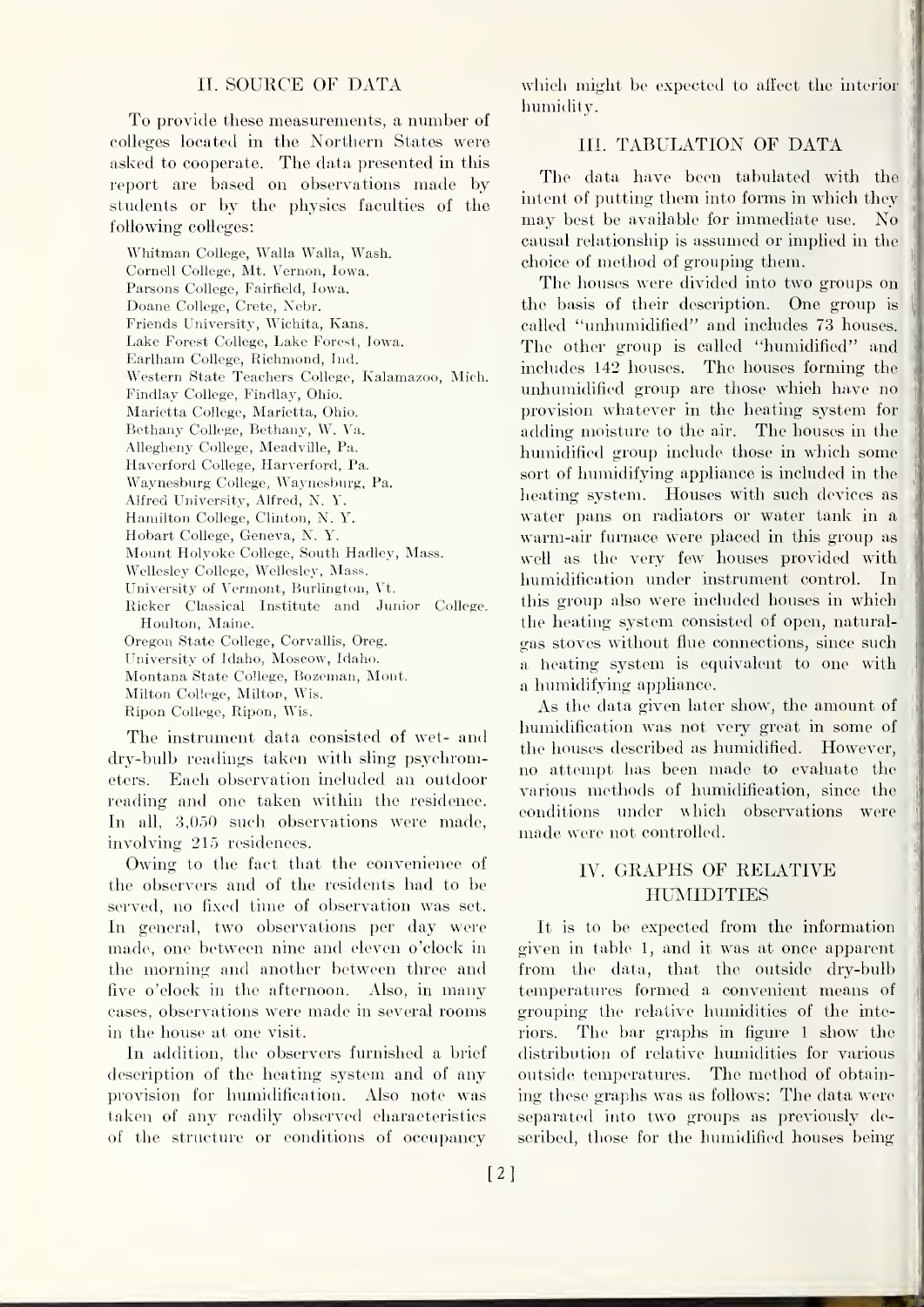## II. SOURCE OF DATA

To provide these measurements, a number of colleges located in the Northern States were asked to cooperate. The data presented in this report are based on observations made by students or by the physics faculties of the following colleges:

Whitman College, Walla Walla, Wash.
Cornell College, Mt. Vernon, Iowa.
Parsons College, Fairfield, Iowa.
Doane College, Crete, Nebr.
Friends University, Wichita, Kans.
Lake Forest College, Lake Forest, Iowa.
Earlham College, Richmond, Ind.
Western State Teachers College, Kalamazoo, Mich.
Findlay College, Findlay, Ohio.
Marietta College, Marietta, Ohio.
Bethany College, Bethany, W. Va.
Allegheny College, Meadville, Pa.
Haverford College, Harverford, Pa.
Waynesburg College, Waynesburg, Pa.
Alfred University, Alfred, N. Y.
Hamilton College, Clinton, N. Y.
Hobart College, Geneva, N. Y.
Mount Holyoke College, South Hadley, Mass.
Wellesley College, Wellesley, Mass.
University of Vermont, Burlington, Vt.
Ricker Classical Institute and Junior College, Houlton, Maine.
Oregon State College, Corvallis, Oreg.
University of Idaho, Moscow, Idaho.
Montana State College, Bozeman, Mont.
Milton College, Milton, Wis.
Ripon College, Ripon, Wis.

The instrument data consisted of wet- and dry-bulb readings taken with sling psychrometers. Each observation included an outdoor reading and one taken within the residence. In all, 3,050 such observations were made, involving 215 residences.

Owing to the fact that the convenience of the observers and of the residents had to be served, no fixed time of observation was set. In general, two observations per day were made, one between nine and eleven o'clock in the morning and another between three and five o'clock in the afternoon. Also, in many cases, observations were made in several rooms in the house at one visit.

In addition, the observers furnished a brief description of the heating system and of any provision for humidification. Also note was taken of any readily observed characteristics of the structure or conditions of occupancy which might be expected to affect the interior humidity.

## III. TABULATION OF DATA

The data have been tabulated with the intent of putting them into forms in which they may best be available for immediate use. No causal relationship is assumed or implied in the choice of method of grouping them.

The houses were divided into two groups on the basis of their description. One group is called "unhumidified" and includes 73 houses. The other group is called "humidified" and includes 142 houses. The houses forming the unhumidified group are those which have no provision whatever in the heating system for adding moisture to the air. The houses in the humidified group include those in which some sort of humidifying appliance is included in the heating system. Houses with such devices as water pans on radiators or water tank in a warm-air furnace were placed in this group as well as the very few houses provided with humidification under instrument control. In this group also were included houses in which the heating system consisted of open, natural-gas stoves without flue connections, since such a heating system is equivalent to one with a humidifying appliance.

As the data given later show, the amount of humidification was not very great in some of the houses described as humidified. However, no attempt has been made to evaluate the various methods of humidification, since the conditions under which observations were made were not controlled.

## IV. GRAPHS OF RELATIVE HUMIDITIES

It is to be expected from the information given in table 1, and it was at once apparent from the data, that the outside dry-bulb temperatures formed a convenient means of grouping the relative humidities of the interiors. The bar graphs in figure 1 show the distribution of relative humidities for various outside temperatures. The method of obtaining these graphs was as follows: The data were separated into two groups as previously described, those for the humidified houses being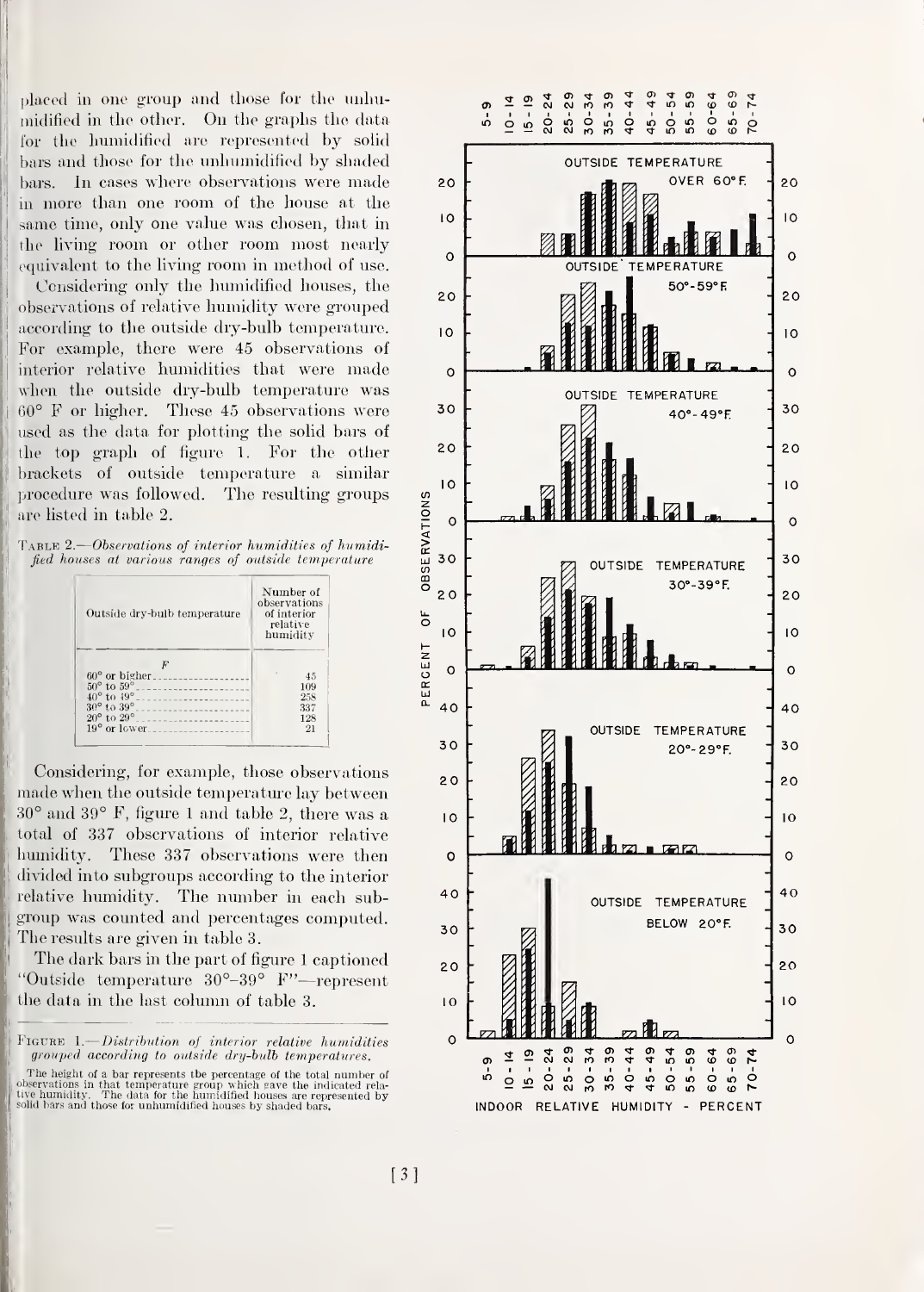placed in one group and those for the unhumidified in the other. On the graphs the data for the humidified are represented by solid bars and those for the unhumidified by shaded bars. In cases where observations were made in more than one room of the house at the same time, only one value was chosen, that in the living room or other room most nearly equivalent to the living room in method of use.

Considering only the humidified houses, the observations of relative humidity were grouped according to the outside dry-bulb temperature. For example, there were 45 observations of interior relative humidities that were made when the outside dry-bulb temperature was 60° F or higher. These 45 observations were used as the data for plotting the solid bars of the top graph of figure 1. For the other brackets of outside temperature a similar procedure was followed. The resulting groups are listed in table 2.

TABLE 2.—*Observations of interior humidities of humidified houses at various ranges of outside temperature*

| Outside dry-bulb temperature | Number of observations of interior relative humidity |
|---|---|
| *F* | |
| 60° or higher | 45 |
| 50° to 59° | 109 |
| 40° to 49° | 258 |
| 30° to 39° | 337 |
| 20° to 29° | 128 |
| 19° or lower | 21 |

Considering, for example, those observations made when the outside temperature lay between 30° and 39° F, figure 1 and table 2, there was a total of 337 observations of interior relative humidity. These 337 observations were then divided into subgroups according to the interior relative humidity. The number in each subgroup was counted and percentages computed. The results are given in table 3.

The dark bars in the part of figure 1 captioned "Outside temperature 30°–39° F"—represent the data in the last column of table 3.

FIGURE 1.—*Distribution of interior relative humidities grouped according to outside dry-bulb temperatures.*

The height of a bar represents the percentage of the total number of observations in that temperature group which gave the indicated relative humidity. The data for the humidified houses are represented by solid bars and those for unhumidified houses by shaded bars.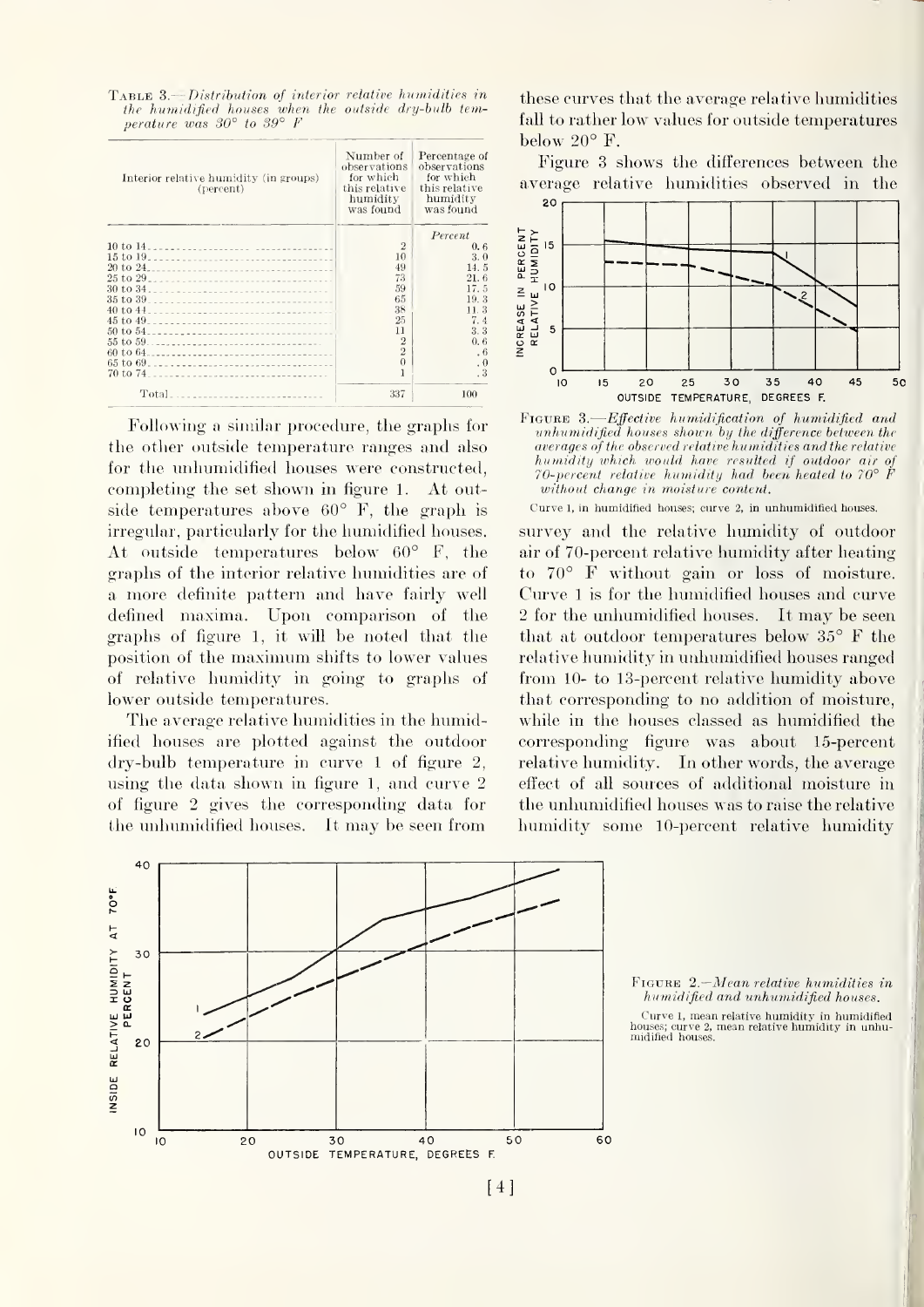TABLE 3.—*Distribution of interior relative humidities in the humidified houses when the outside dry-bulb temperature was 30° to 39° F*

| Interior relative humidity (in groups) (percent) | Number of observations for which this relative humidity was found | Percentage of observations for which this relative humidity was found |
|---|---|---|
| | | *Percent* |
| 10 to 14 | 2 | 0.6 |
| 15 to 19 | 10 | 3.0 |
| 20 to 24 | 49 | 14.5 |
| 25 to 29 | 73 | 21.6 |
| 30 to 34 | 59 | 17.5 |
| 35 to 39 | 65 | 19.3 |
| 40 to 44 | 38 | 11.3 |
| 45 to 49 | 25 | 7.4 |
| 50 to 54 | 11 | 3.3 |
| 55 to 59 | 2 | 0.6 |
| 60 to 64 | 2 | .6 |
| 65 to 69 | 0 | .0 |
| 70 to 74 | 1 | .3 |
| Total | 337 | 100 |

Following a similar procedure, the graphs for the other outside temperature ranges and also for the unhumidified houses were constructed, completing the set shown in figure 1. At outside temperatures above 60° F, the graph is irregular, particularly for the humidified houses. At outside temperatures below 60° F, the graphs of the interior relative humidities are of a more definite pattern and have fairly well defined maxima. Upon comparison of the graphs of figure 1, it will be noted that the position of the maximum shifts to lower values of relative humidity in going to graphs of lower outside temperatures.

The average relative humidities in the humidified houses are plotted against the outdoor dry-bulb temperature in curve 1 of figure 2, using the data shown in figure 1, and curve 2 of figure 2 gives the corresponding data for the unhumidified houses. It may be seen from these curves that the average relative humidities fall to rather low values for outside temperatures below 20° F.

Figure 3 shows the differences between the average relative humidities observed in the survey and the relative humidity of outdoor air of 70-percent relative humidity after heating to 70° F without gain or loss of moisture. Curve 1 is for the humidified houses and curve 2 for the unhumidified houses. It may be seen that at outdoor temperatures below 35° F the relative humidity in unhumidified houses ranged from 10- to 13-percent relative humidity above that corresponding to no addition of moisture, while in the houses classed as humidified the corresponding figure was about 15-percent relative humidity. In other words, the average effect of all sources of additional moisture in the unhumidified houses was to raise the relative humidity some 10-percent relative humidity

FIGURE 3.—*Effective humidification of humidified and unhumidified houses shown by the difference between the averages of the observed relative humidities and the relative humidity which would have resulted if outdoor air of 70-percent relative humidity had been heated to 70° F without change in moisture content.*

Curve 1, in humidified houses; curve 2, in unhumidified houses.

FIGURE 2.—*Mean relative humidities in humidified and unhumidified houses.*

Curve 1, mean relative humidity in humidified houses; curve 2, mean relative humidity in unhumidified houses.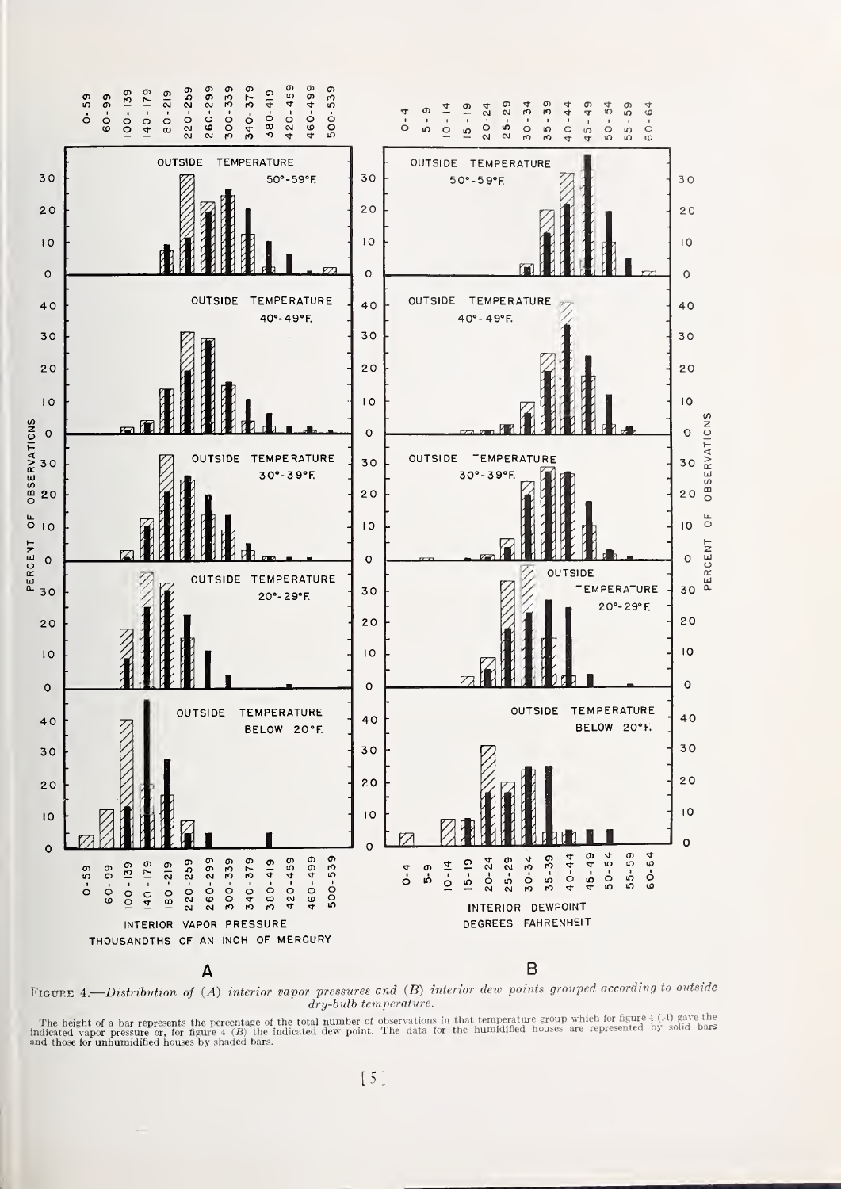Figure 4.—*Distribution of (A) interior vapor pressures and (B) interior dew points grouped according to outside dry-bulb temperature.*

The height of a bar represents the percentage of the total number of observations in that temperature group which for figure 4 (A) gave the indicated vapor pressure or, for figure 4 (B) the indicated dew point. The data for the humidified houses are represented by solid bars and those for unhumidified houses by shaded bars.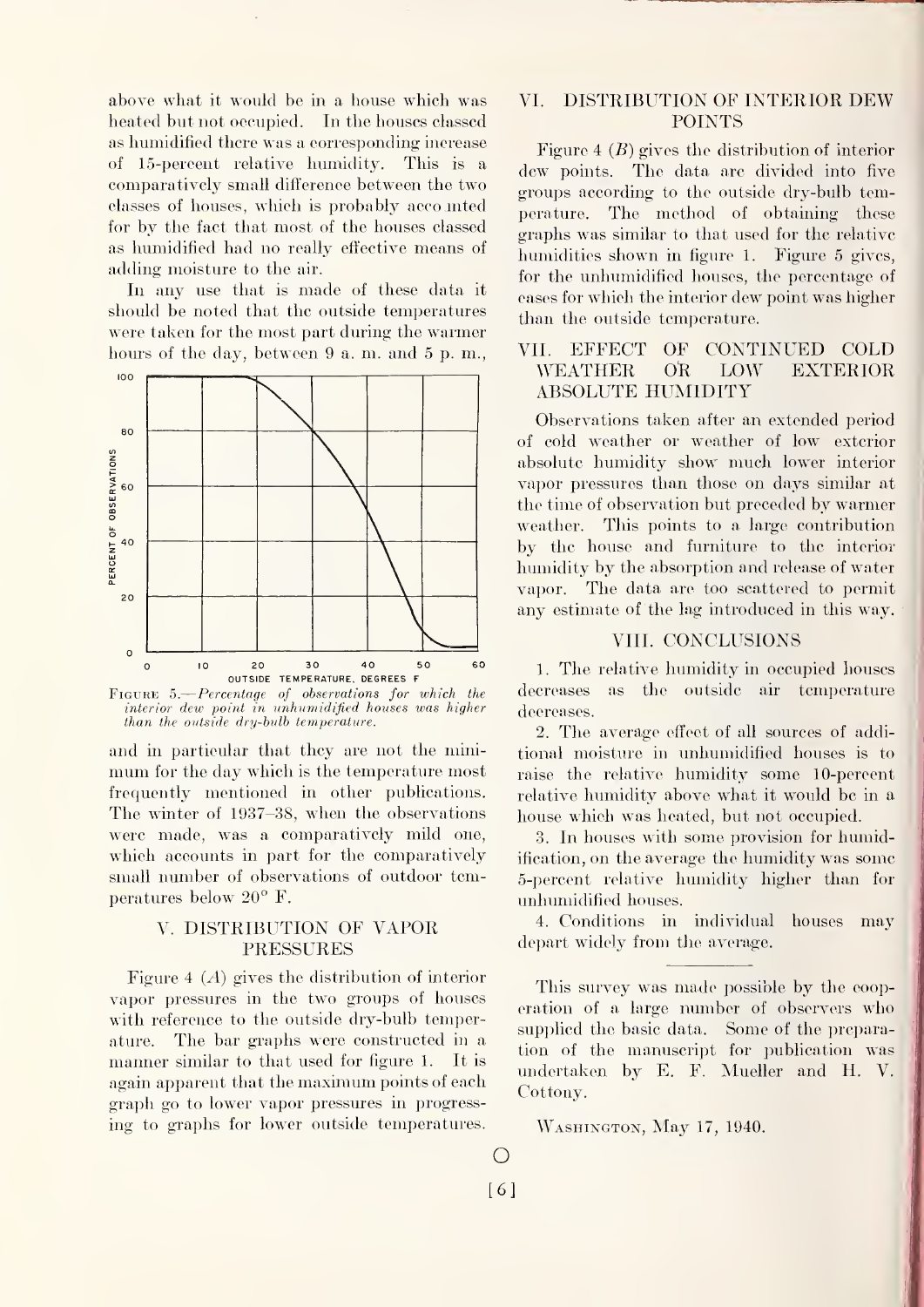above what it would be in a house which was heated but not occupied. In the houses classed as humidified there was a corresponding increase of 15-percent relative humidity. This is a comparatively small difference between the two classes of houses, which is probably acco inted for by the fact that most of the houses classed as humidified had no really effective means of adding moisture to the air.

In any use that is made of these data it should be noted that the outside temperatures were taken for the most part during the warmer hours of the day, between 9 a. m. and 5 p. m., and in particular that they are not the minimum for the day which is the temperature most frequently mentioned in other publications. The winter of 1937–38, when the observations were made, was a comparatively mild one, which accounts in part for the comparatively small number of observations of outdoor temperatures below 20° F.

FIGURE 5.—*Percentage of observations for which the interior dew point in unhumidified houses was higher than the outside dry-bulb temperature.*

## V. DISTRIBUTION OF VAPOR PRESSURES

Figure 4 (*A*) gives the distribution of interior vapor pressures in the two groups of houses with reference to the outside dry-bulb temperature. The bar graphs were constructed in a manner similar to that used for figure 1. It is again apparent that the maximum points of each graph go to lower vapor pressures in progressing to graphs for lower outside temperatures.

## VI. DISTRIBUTION OF INTERIOR DEW POINTS

Figure 4 (*B*) gives the distribution of interior dew points. The data are divided into five groups according to the outside dry-bulb temperature. The method of obtaining these graphs was similar to that used for the relative humidities shown in figure 1. Figure 5 gives, for the unhumidified houses, the percentage of cases for which the interior dew point was higher than the outside temperature.

## VII. EFFECT OF CONTINUED COLD WEATHER OR LOW EXTERIOR ABSOLUTE HUMIDITY

Observations taken after an extended period of cold weather or weather of low exterior absolute humidity show much lower interior vapor pressures than those on days similar at the time of observation but preceded by warmer weather. This points to a large contribution by the house and furniture to the interior humidity by the absorption and release of water vapor. The data are too scattered to permit any estimate of the lag introduced in this way.

## VIII. CONCLUSIONS

1. The relative humidity in occupied houses decreases as the outside air temperature decreases.

2. The average effect of all sources of additional moisture in unhumidified houses is to raise the relative humidity some 10-percent relative humidity above what it would be in a house which was heated, but not occupied.

3. In houses with some provision for humidification, on the average the humidity was some 5-percent relative humidity higher than for unhumidified houses.

4. Conditions in individual houses may depart widely from the average.

---

This survey was made possible by the cooperation of a large number of observers who supplied the basic data. Some of the preparation of the manuscript for publication was undertaken by E. F. Mueller and H. V. Cottony.

WASHINGTON, May 17, 1940.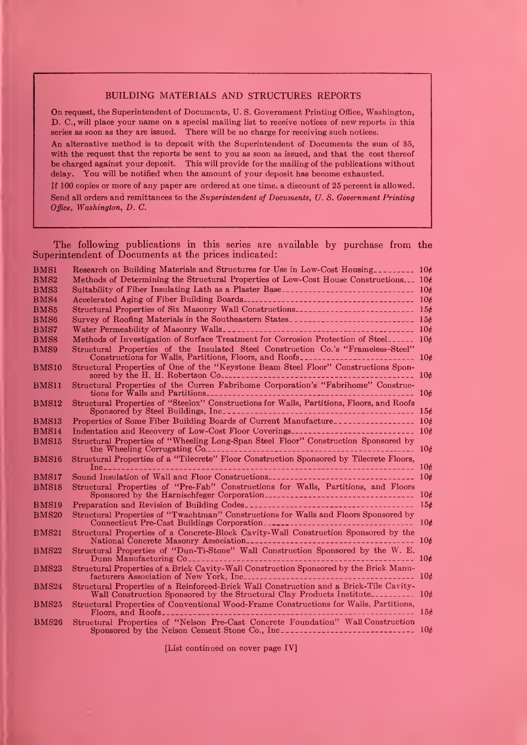## BUILDING MATERIALS AND STRUCTURES REPORTS

On request, the Superintendent of Documents, U. S. Government Printing Office, Washington, D. C., will place your name on a special mailing list to receive notices of new reports in this series as soon as they are issued. There will be no charge for receiving such notices.

An alternative method is to deposit with the Superintendent of Documents the sum of $5, with the request that the reports be sent to you as soon as issued, and that the cost thereof be charged against your deposit. This will provide for the mailing of the publications without delay. You will be notified when the amount of your deposit has become exhausted.

If 100 copies or more of any paper are ordered at one time, a discount of 25 percent is allowed. Send all orders and remittances to the *Superintendent of Documents, U. S. Government Printing Office, Washington, D. C.*

The following publications in this series are available by purchase from the Superintendent of Documents at the prices indicated:

| | | |
|---|---|---|
| BMS1 | Research on Building Materials and Structures for Use in Low-Cost Housing | 10¢ |
| BMS2 | Methods of Determining the Structural Properties of Low-Cost House Constructions | 10¢ |
| BMS3 | Suitability of Fiber Insulating Lath as a Plaster Base | 10¢ |
| BMS4 | Accelerated Aging of Fiber Building Boards | 10¢ |
| BMS5 | Structural Properties of Six Masonry Wall Constructions | 15¢ |
| BMS6 | Survey of Roofing Materials in the Southeastern States | 15¢ |
| BMS7 | Water Permeability of Masonry Walls | 10¢ |
| BMS8 | Methods of Investigation of Surface Treatment for Corrosion Protection of Steel | 10¢ |
| BMS9 | Structural Properties of the Insulated Steel Construction Co.'s "Frameless-Steel" Constructions for Walls, Partitions, Floors, and Roofs | 10¢ |
| BMS10 | Structural Properties of One of the "Keystone Beam Steel Floor" Constructions Sponsored by the H. H. Robertson Co | 10¢ |
| BMS11 | Structural Properties of the Curren Fabrihome Corporation's "Fabrihome" Constructions for Walls and Partitions | 10¢ |
| BMS12 | Structural Properties of "Steelox" Constructions for Walls, Partitions, Floors, and Roofs Sponsored by Steel Buildings, Inc | 15¢ |
| BMS13 | Properties of Some Fiber Building Boards of Current Manufacture | 10¢ |
| BMS14 | Indentation and Recovery of Low-Cost Floor Coverings | 10¢ |
| BMS15 | Structural Properties of "Wheeling Long-Span Steel Floor" Construction Sponsored by the Wheeling Corrugating Co | 10¢ |
| BMS16 | Structural Properties of a "Tilecrete" Floor Construction Sponsored by Tilecrete Floors, Inc | 10¢ |
| BMS17 | Sound Insulation of Wall and Floor Constructions | 10¢ |
| BMS18 | Structural Properties of "Pre-Fab" Constructions for Walls, Partitions, and Floors Sponsored by the Harnischfeger Corporation | 10¢ |
| BMS19 | Preparation and Revision of Building Codes | 15¢ |
| BMS20 | Structural Properties of "Twachtman" Constructions for Walls and Floors Sponsored by Connecticut Pre-Cast Buildings Corporation | 10¢ |
| BMS21 | Structural Properties of a Concrete-Block Cavity-Wall Construction Sponsored by the National Concrete Masonry Association | 10¢ |
| BMS22 | Structural Properties of "Dun-Ti-Stone" Wall Construction Sponsored by the W. E. Dunn Manufacturing Co | 10¢ |
| BMS23 | Structural Properties of a Brick Cavity-Wall Construction Sponsored by the Brick Manufacturers Association of New York, Inc | 10¢ |
| BMS24 | Structural Properties of a Reinforced-Brick Wall Construction and a Brick-Tile Cavity-Wall Construction Sponsored by the Structural Clay Products Institute | 10¢ |
| BMS25 | Structural Properties of Conventional Wood-Frame Constructions for Walls, Partitions, Floors, and Roofs | 15¢ |
| BMS26 | Structural Properties of "Nelson Pre-Cast Concrete Foundation" Wall Construction Sponsored by the Nelson Cement Stone Co., Inc | 10¢ |

[List continued on cover page IV]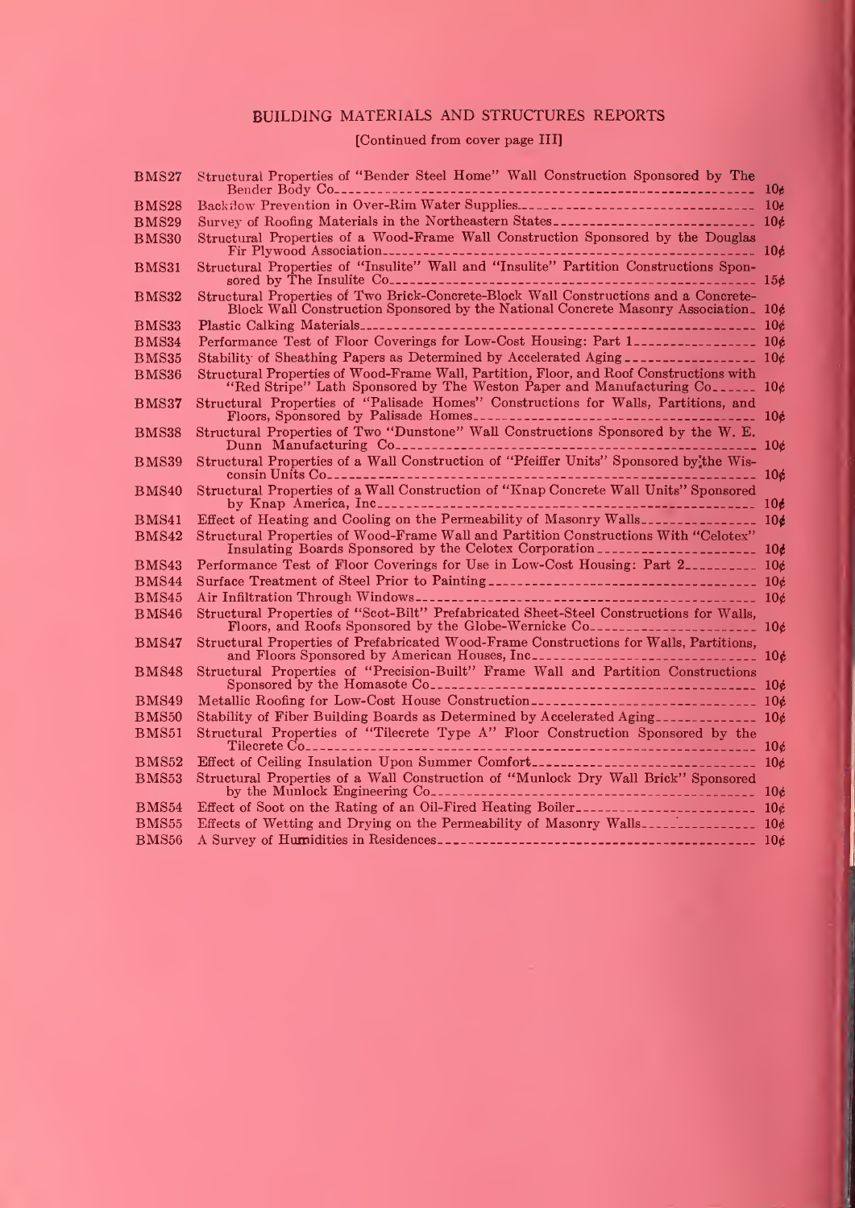## BUILDING MATERIALS AND STRUCTURES REPORTS

[Continued from cover page III]

| | | |
|---|---|---|
| BMS27 | Structural Properties of "Bender Steel Home" Wall Construction Sponsored by The Bender Body Co. | 10¢ |
| BMS28 | Backflow Prevention in Over-Rim Water Supplies | 10¢ |
| BMS29 | Survey of Roofing Materials in the Northeastern States | 10¢ |
| BMS30 | Structural Properties of a Wood-Frame Wall Construction Sponsored by the Douglas Fir Plywood Association | 10¢ |
| BMS31 | Structural Properties of "Insulite" Wall and "Insulite" Partition Constructions Sponsored by The Insulite Co. | 15¢ |
| BMS32 | Structural Properties of Two Brick-Concrete-Block Wall Constructions and a Concrete-Block Wall Construction Sponsored by the National Concrete Masonry Association | 10¢ |
| BMS33 | Plastic Calking Materials | 10¢ |
| BMS34 | Performance Test of Floor Coverings for Low-Cost Housing: Part 1 | 10¢ |
| BMS35 | Stability of Sheathing Papers as Determined by Accelerated Aging | 10¢ |
| BMS36 | Structural Properties of Wood-Frame Wall, Partition, Floor, and Roof Constructions with "Red Stripe" Lath Sponsored by The Weston Paper and Manufacturing Co. | 10¢ |
| BMS37 | Structural Properties of "Palisade Homes" Constructions for Walls, Partitions, and Floors, Sponsored by Palisade Homes | 10¢ |
| BMS38 | Structural Properties of Two "Dunstone" Wall Constructions Sponsored by the W. E. Dunn Manufacturing Co. | 10¢ |
| BMS39 | Structural Properties of a Wall Construction of "Pfeiffer Units" Sponsored by the Wisconsin Units Co. | 10¢ |
| BMS40 | Structural Properties of a Wall Construction of "Knap Concrete Wall Units" Sponsored by Knap America, Inc. | 10¢ |
| BMS41 | Effect of Heating and Cooling on the Permeability of Masonry Walls | 10¢ |
| BMS42 | Structural Properties of Wood-Frame Wall and Partition Constructions With "Celotex" Insulating Boards Sponsored by the Celotex Corporation | 10¢ |
| BMS43 | Performance Test of Floor Coverings for Use in Low-Cost Housing: Part 2 | 10¢ |
| BMS44 | Surface Treatment of Steel Prior to Painting | 10¢ |
| BMS45 | Air Infiltration Through Windows | 10¢ |
| BMS46 | Structural Properties of "Scot-Bilt" Prefabricated Sheet-Steel Constructions for Walls, Floors, and Roofs Sponsored by the Globe-Wernicke Co. | 10¢ |
| BMS47 | Structural Properties of Prefabricated Wood-Frame Constructions for Walls, Partitions, and Floors Sponsored by American Houses, Inc. | 10¢ |
| BMS48 | Structural Properties of "Precision-Built" Frame Wall and Partition Constructions Sponsored by the Homasote Co. | 10¢ |
| BMS49 | Metallic Roofing for Low-Cost House Construction | 10¢ |
| BMS50 | Stability of Fiber Building Boards as Determined by Accelerated Aging | 10¢ |
| BMS51 | Structural Properties of "Tilecrete Type A" Floor Construction Sponsored by the Tilecrete Co. | 10¢ |
| BMS52 | Effect of Ceiling Insulation Upon Summer Comfort | 10¢ |
| BMS53 | Structural Properties of a Wall Construction of "Munlock Dry Wall Brick" Sponsored by the Munlock Engineering Co. | 10¢ |
| BMS54 | Effect of Soot on the Rating of an Oil-Fired Heating Boiler | 10¢ |
| BMS55 | Effects of Wetting and Drying on the Permeability of Masonry Walls | 10¢ |
| BMS56 | A Survey of Humidities in Residences | 10¢ |